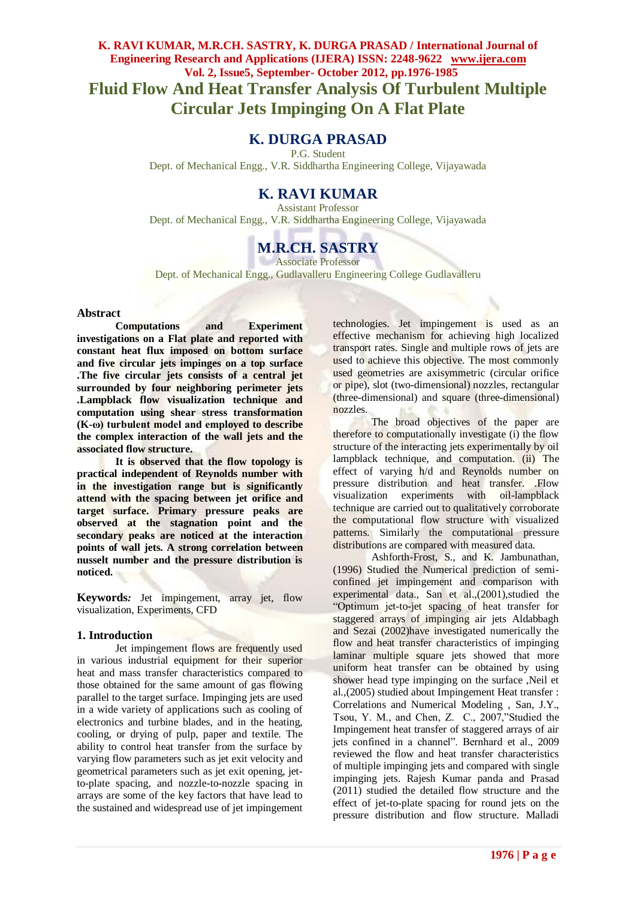# Fluid Flow And Heat Transfer Analysis Of Turbulent Multiple Circular Jets Impinging On A Flat Plate

## K. DURGA PRASAD

P.G. Student
Dept. of Mechanical Engg., V.R. Siddhartha Engineering College, Vijayawada

## K. RAVI KUMAR

Assistant Professor
Dept. of Mechanical Engg., V.R. Siddhartha Engineering College, Vijayawada

## M.R.CH. SASTRY

Associate Professor
Dept. of Mechanical Engg., Gudlavalleru Engineering College Gudlavalleru

### Abstract

**Computations and Experiment investigations on a Flat plate and reported with constant heat flux imposed on bottom surface and five circular jets impinges on a top surface .The five circular jets consists of a central jet surrounded by four neighboring perimeter jets .Lampblack flow visualization technique and computation using shear stress transformation (K-ω) turbulent model and employed to describe the complex interaction of the wall jets and the associated flow structure.**

**It is observed that the flow topology is practical independent of Reynolds number with in the investigation range but is significantly attend with the spacing between jet orifice and target surface. Primary pressure peaks are observed at the stagnation point and the secondary peaks are noticed at the interaction points of wall jets. A strong correlation between nusselt number and the pressure distribution is noticed.**

**Keywords*:*** Jet impingement, array jet, flow visualization, Experiments, CFD

### 1. Introduction

Jet impingement flows are frequently used in various industrial equipment for their superior heat and mass transfer characteristics compared to those obtained for the same amount of gas flowing parallel to the target surface. Impinging jets are used in a wide variety of applications such as cooling of electronics and turbine blades, and in the heating, cooling, or drying of pulp, paper and textile. The ability to control heat transfer from the surface by varying flow parameters such as jet exit velocity and geometrical parameters such as jet exit opening, jet-to-plate spacing, and nozzle-to-nozzle spacing in arrays are some of the key factors that have lead to the sustained and widespread use of jet impingement technologies. Jet impingement is used as an effective mechanism for achieving high localized transport rates. Single and multiple rows of jets are used to achieve this objective. The most commonly used geometries are axisymmetric (circular orifice or pipe), slot (two-dimensional) nozzles, rectangular (three-dimensional) and square (three-dimensional) nozzles.

The broad objectives of the paper are therefore to computationally investigate (i) the flow structure of the interacting jets experimentally by oil lampblack technique, and computation. (ii) The effect of varying h/d and Reynolds number on pressure distribution and heat transfer. .Flow visualization experiments with oil-lampblack technique are carried out to qualitatively corroborate the computational flow structure with visualized patterns. Similarly the computational pressure distributions are compared with measured data.

Ashforth-Frost, S., and K. Jambunathan, (1996) Studied the Numerical prediction of semi-confined jet impingement and comparison with experimental data., San et al.,(2001),studied the "Optimum jet-to-jet spacing of heat transfer for staggered arrays of impinging air jets Aldabbagh and Sezai (2002)have investigated numerically the flow and heat transfer characteristics of impinging laminar multiple square jets showed that more uniform heat transfer can be obtained by using shower head type impinging on the surface ,Neil et al.,(2005) studied about Impingement Heat transfer : Correlations and Numerical Modeling , San, J.Y., Tsou, Y. M., and Chen, Z. C., 2007,"Studied the Impingement heat transfer of staggered arrays of air jets confined in a channel". Bernhard et al., 2009 reviewed the flow and heat transfer characteristics of multiple impinging jets and compared with single impinging jets. Rajesh Kumar panda and Prasad (2011) studied the detailed flow structure and the effect of jet-to-plate spacing for round jets on the pressure distribution and flow structure. Malladi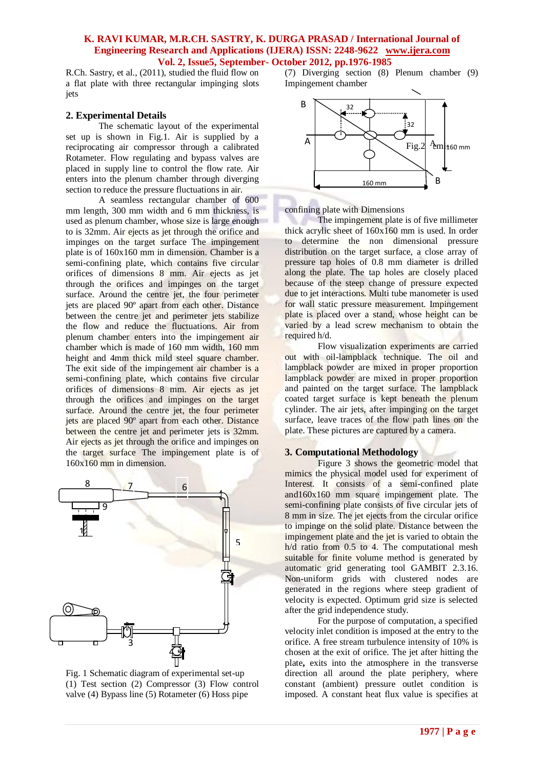R.Ch. Sastry, et al., (2011), studied the fluid flow on a flat plate with three rectangular impinging slots jets

## 2. Experimental Details

The schematic layout of the experimental set up is shown in Fig.1. Air is supplied by a reciprocating air compressor through a calibrated Rotameter. Flow regulating and bypass valves are placed in supply line to control the flow rate. Air enters into the plenum chamber through diverging section to reduce the pressure fluctuations in air.

A seamless rectangular chamber of 600 mm length, 300 mm width and 6 mm thickness, is used as plenum chamber, whose size is large enough to is 32mm. Air ejects as jet through the orifice and impinges on the target surface The impingement plate is of 160x160 mm in dimension. Chamber is a semi-confining plate, which contains five circular orifices of dimensions 8 mm. Air ejects as jet through the orifices and impinges on the target surface. Around the centre jet, the four perimeter jets are placed 90º apart from each other. Distance between the centre jet and perimeter jets stabilize the flow and reduce the fluctuations. Air from plenum chamber enters into the impingement air chamber which is made of 160 mm width, 160 mm height and 4mm thick mild steel square chamber. The exit side of the impingement air chamber is a semi-confining plate, which contains five circular orifices of dimensions 8 mm. Air ejects as jet through the orifices and impinges on the target surface. Around the centre jet, the four perimeter jets are placed 90º apart from each other. Distance between the centre jet and perimeter jets is 32mm. Air ejects as jet through the orifice and impinges on the target surface The impingement plate is of 160x160 mm in dimension.

Fig. 1 Schematic diagram of experimental set-up (1) Test section (2) Compressor (3) Flow control valve (4) Bypass line (5) Rotameter (6) Hoss pipe (7) Diverging section (8) Plenum chamber (9) Impingement chamber

Fig.2 confining plate with Dimensions

The impingement plate is of five millimeter thick acrylic sheet of 160x160 mm is used. In order to determine the non dimensional pressure distribution on the target surface, a close array of pressure tap holes of 0.8 mm diameter is drilled along the plate. The tap holes are closely placed because of the steep change of pressure expected due to jet interactions. Multi tube manometer is used for wall static pressure measurement. Impingement plate is placed over a stand, whose height can be varied by a lead screw mechanism to obtain the required h/d.

Flow visualization experiments are carried out with oil-lampblack technique. The oil and lampblack powder are mixed in proper proportion lampblack powder are mixed in proper proportion and painted on the target surface. The lampblack coated target surface is kept beneath the plenum cylinder. The air jets, after impinging on the target surface, leave traces of the flow path lines on the plate. These pictures are captured by a camera.

## 3. Computational Methodology

Figure 3 shows the geometric model that mimics the physical model used for experiment of Interest. It consists of a semi-confined plate and160x160 mm square impingement plate. The semi-confining plate consists of five circular jets of 8 mm in size. The jet ejects from the circular orifice to impinge on the solid plate. Distance between the impingement plate and the jet is varied to obtain the h/d ratio from 0.5 to 4. The computational mesh suitable for finite volume method is generated by automatic grid generating tool GAMBIT 2.3.16. Non-uniform grids with clustered nodes are generated in the regions where steep gradient of velocity is expected. Optimum grid size is selected after the grid independence study.

For the purpose of computation, a specified velocity inlet condition is imposed at the entry to the orifice. A free stream turbulence intensity of 10% is chosen at the exit of orifice. The jet after hitting the plate**,** exits into the atmosphere in the transverse direction all around the plate periphery, where constant (ambient) pressure outlet condition is imposed. A constant heat flux value is specifies at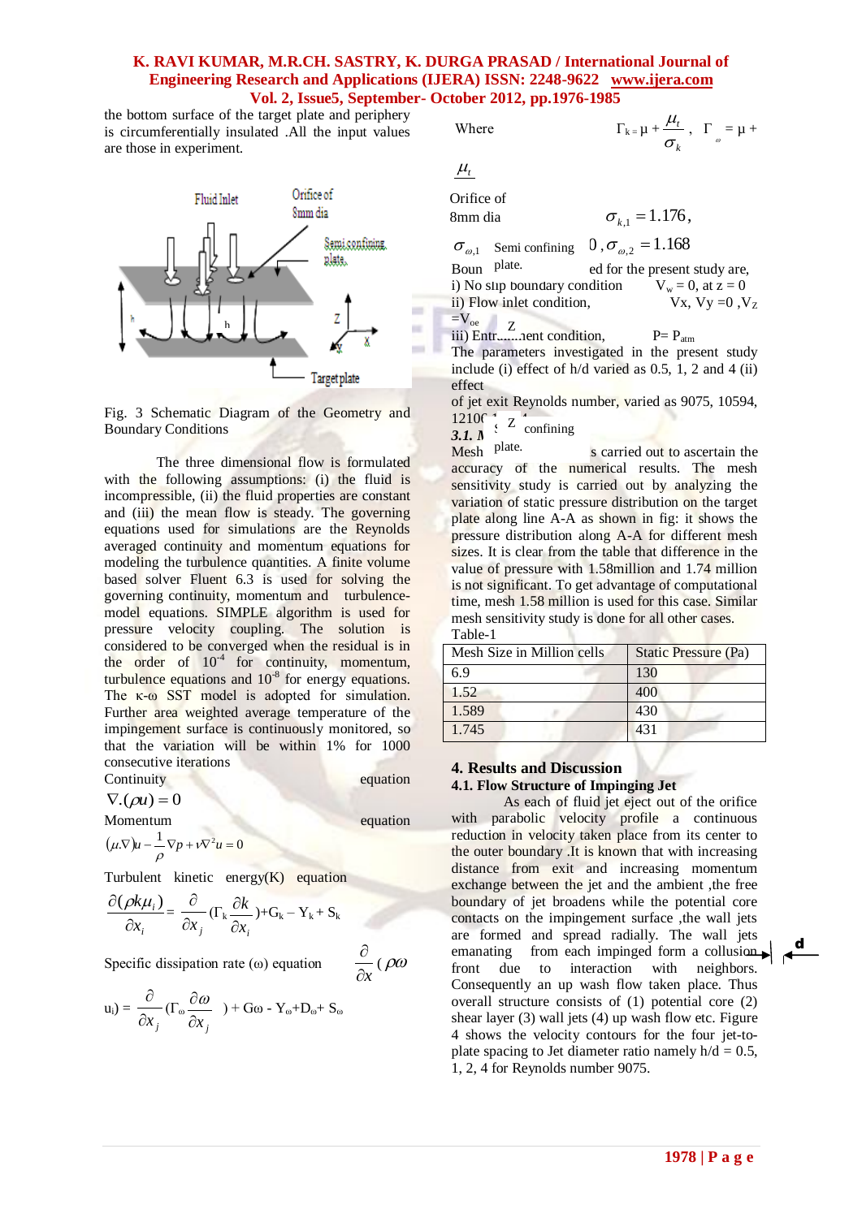the bottom surface of the target plate and periphery is circumferentially insulated .All the input values are those in experiment.

Fig. 3 Schematic Diagram of the Geometry and Boundary Conditions

The three dimensional flow is formulated with the following assumptions: (i) the fluid is incompressible, (ii) the fluid properties are constant and (iii) the mean flow is steady. The governing equations used for simulations are the Reynolds averaged continuity and momentum equations for modeling the turbulence quantities. A finite volume based solver Fluent 6.3 is used for solving the governing continuity, momentum and turbulence-model equations. SIMPLE algorithm is used for pressure velocity coupling. The solution is considered to be converged when the residual is in the order of $10^{-4}$ for continuity, momentum, turbulence equations and $10^{-8}$ for energy equations. The κ-ω SST model is adopted for simulation. Further area weighted average temperature of the impingement surface is continuously monitored, so that the variation will be within 1% for 1000 consecutive iterations

Continuity equation

$$\nabla.(\rho u) = 0$$

Momentum equation

$$(\mu.\nabla)u - \frac{1}{\rho}\nabla p + \nu\nabla^2 u = 0$$

Turbulent kinetic energy(K) equation

$$\frac{\partial(\rho k \mu_i)}{\partial x_i} = \frac{\partial}{\partial x_j}(\Gamma_k \frac{\partial k}{\partial x_i}) + G_k - Y_k + S_k$$

Specific dissipation rate (ω) equation $\frac{\partial}{\partial x}(\rho\omega$

$$u_i) = \frac{\partial}{\partial x_j}(\Gamma_\omega \frac{\partial \omega}{\partial x_j}) + G\omega - Y_\omega + D_\omega + S_\omega$$

Where $\Gamma_k = \mu + \frac{\mu_t}{\sigma_k}$ , $\Gamma_\omega = \mu + \frac{\mu_t}{...}$

$\sigma_{k,1} = 1.176$, $\sigma_{\omega,1}$ ... $0$, $\sigma_{\omega,2} = 1.168$

Boun... ed for the present study are,

i) No slip boundary condition $V_w = 0$, at $z = 0$

ii) Flow inlet condition, $V_x$, $V_y = 0$, $V_Z = V_{oe}$

iii) Entr...ment condition, $P = P_{atm}$

The parameters investigated in the present study include (i) effect of h/d varied as 0.5, 1, 2 and 4 (ii) effect of jet exit Reynolds number, varied as 9075, 10594, 1210...

### 3.1. M...

Mesh ... s carried out to ascertain the accuracy of the numerical results. The mesh sensitivity study is carried out by analyzing the variation of static pressure distribution on the target plate along line A-A as shown in fig: it shows the pressure distribution along A-A for different mesh sizes. It is clear from the table that difference in the value of pressure with 1.58million and 1.74 million is not significant. To get advantage of computational time, mesh 1.58 million is used for this case. Similar mesh sensitivity study is done for all other cases.

Table-1

| Mesh Size in Million cells | Static Pressure (Pa) |
|---|---|
| 6.9 | 130 |
| 1.52 | 400 |
| 1.589 | 430 |
| 1.745 | 431 |

## 4. Results and Discussion

### 4.1. Flow Structure of Impinging Jet

As each of fluid jet eject out of the orifice with parabolic velocity profile a continuous reduction in velocity taken place from its center to the outer boundary .It is known that with increasing distance from exit and increasing momentum exchange between the jet and the ambient ,the free boundary of jet broadens while the potential core contacts on the impingement surface ,the wall jets are formed and spread radially. The wall jets emanating from each impinged form a collision front due to interaction with neighbors. Consequently an up wash flow taken place. Thus overall structure consists of (1) potential core (2) shear layer (3) wall jets (4) up wash flow etc. Figure 4 shows the velocity contours for the four jet-to-plate spacing to Jet diameter ratio namely h/d = 0.5, 1, 2, 4 for Reynolds number 9075.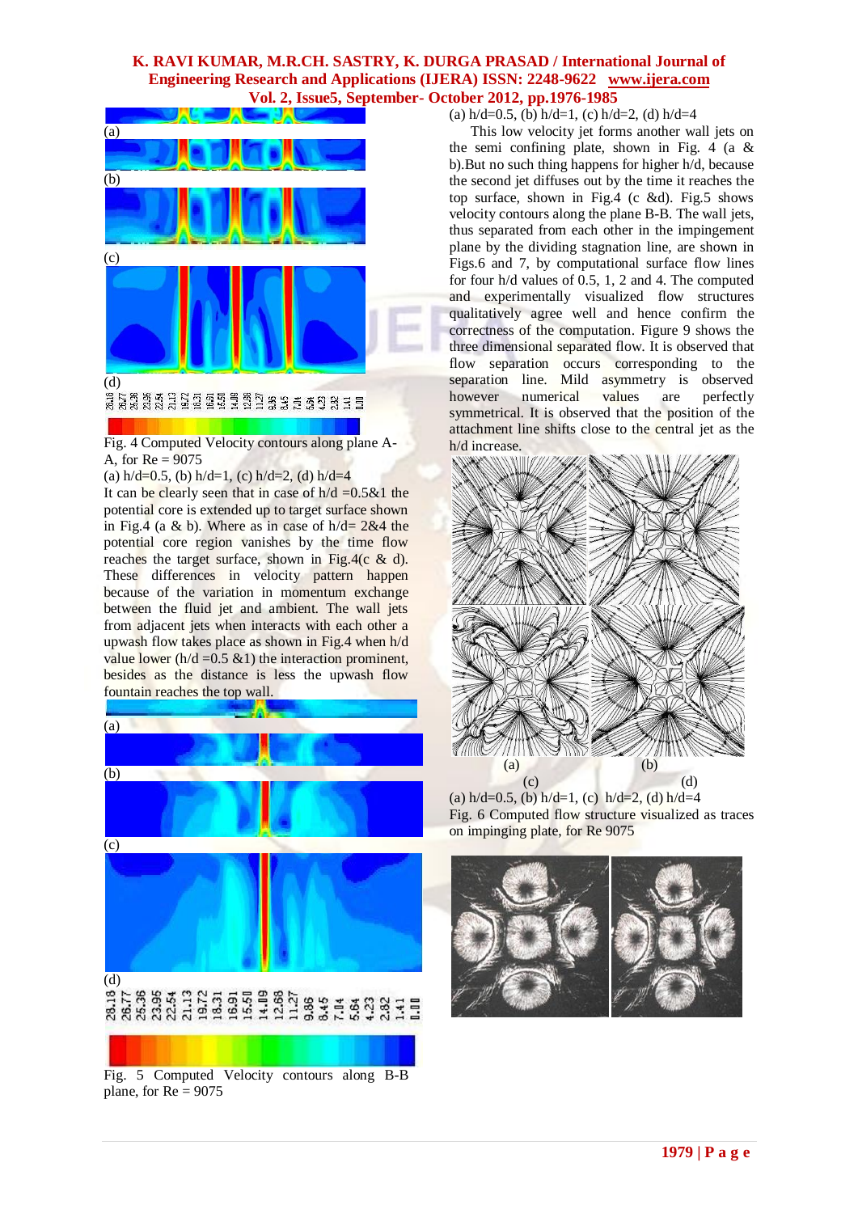(a)

(b)

(c)

(d)

28.18 26.77 25.36 23.95 22.54 21.13 19.72 18.31 16.91 15.50 14.09 12.68 11.27 9.86 8.45 7.04 5.64 4.23 2.82 1.41 0.00

Fig. 4 Computed Velocity contours along plane A-A, for Re = 9075

(a) h/d=0.5, (b) h/d=1, (c) h/d=2, (d) h/d=4

It can be clearly seen that in case of h/d =0.5&1 the potential core is extended up to target surface shown in Fig.4 (a & b). Where as in case of h/d= 2&4 the potential core region vanishes by the time flow reaches the target surface, shown in Fig.4(c & d). These differences in velocity pattern happen because of the variation in momentum exchange between the fluid jet and ambient. The wall jets from adjacent jets when interacts with each other a upwash flow takes place as shown in Fig.4 when h/d value lower (h/d =0.5 &1) the interaction prominent, besides as the distance is less the upwash flow fountain reaches the top wall.

(a)

(b)

(c)

(d)

28.18 26.77 25.36 23.95 22.54 21.13 19.72 18.31 16.91 15.50 14.09 12.68 11.27 9.86 8.45 7.04 5.64 4.23 2.82 1.41 0.00

Fig. 5 Computed Velocity contours along B-B plane, for Re = 9075

(a) h/d=0.5, (b) h/d=1, (c) h/d=2, (d) h/d=4

This low velocity jet forms another wall jets on the semi confining plate, shown in Fig. 4 (a & b).But no such thing happens for higher h/d, because the second jet diffuses out by the time it reaches the top surface, shown in Fig.4 (c &d). Fig.5 shows velocity contours along the plane B-B. The wall jets, thus separated from each other in the impingement plane by the dividing stagnation line, are shown in Figs.6 and 7, by computational surface flow lines for four h/d values of 0.5, 1, 2 and 4. The computed and experimentally visualized flow structures qualitatively agree well and hence confirm the correctness of the computation. Figure 9 shows the three dimensional separated flow. It is observed that flow separation occurs corresponding to the separation line. Mild asymmetry is observed however numerical values are perfectly symmetrical. It is observed that the position of the attachment line shifts close to the central jet as the h/d increase.

(a) (b)

(c) (d)

(a) h/d=0.5, (b) h/d=1, (c) h/d=2, (d) h/d=4

Fig. 6 Computed flow structure visualized as traces on impinging plate, for Re 9075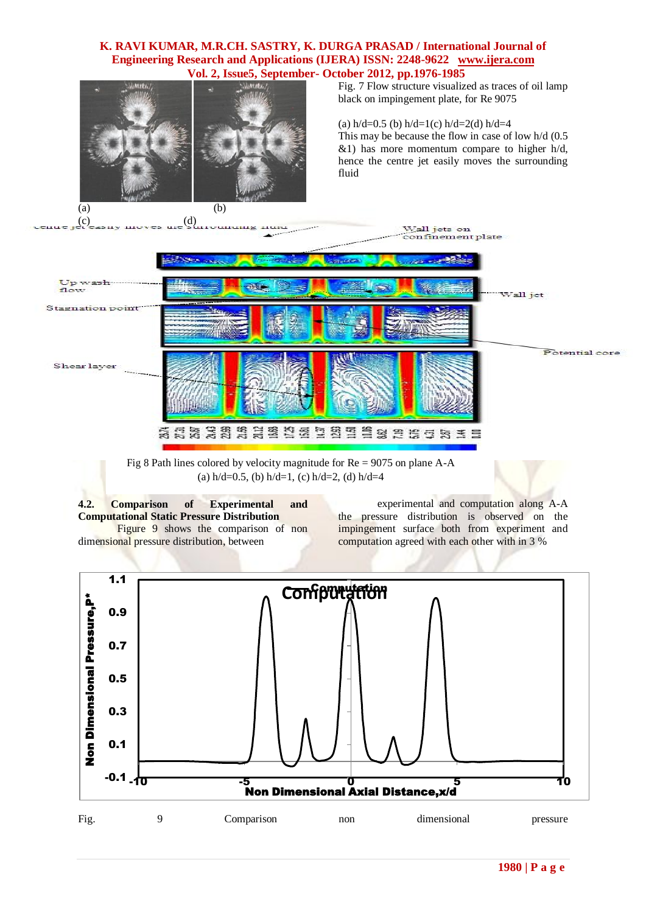Fig. 7 Flow structure visualized as traces of oil lamp black on impingement plate, for Re 9075

(a) h/d=0.5 (b) h/d=1(c) h/d=2(d) h/d=4

This may be because the flow in case of low h/d (0.5 &1) has more momentum compare to higher h/d, hence the centre jet easily moves the surrounding fluid

Fig 8 Path lines colored by velocity magnitude for Re = 9075 on plane A-A
(a) h/d=0.5, (b) h/d=1, (c) h/d=2, (d) h/d=4

**4.2. Comparison of Experimental and Computational Static Pressure Distribution**

Figure 9 shows the comparison of non dimensional pressure distribution, between experimental and computation along A-A the pressure distribution is observed on the impingement surface both from experiment and computation agreed with each other with in 3 %

Fig. 9 Comparison non dimensional pressure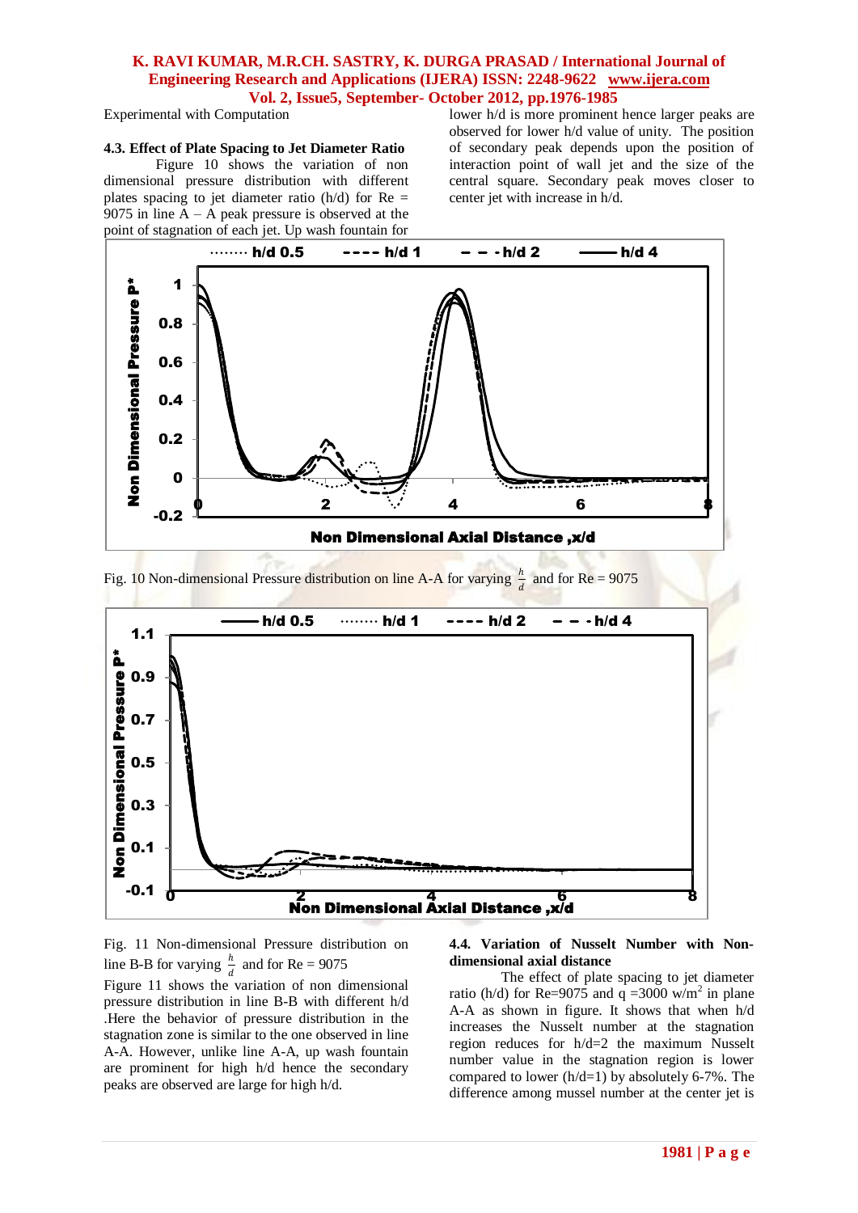Experimental with Computation

### 4.3. Effect of Plate Spacing to Jet Diameter Ratio

Figure 10 shows the variation of non dimensional pressure distribution with different plates spacing to jet diameter ratio (h/d) for Re = 9075 in line A – A peak pressure is observed at the point of stagnation of each jet. Up wash fountain for lower h/d is more prominent hence larger peaks are observed for lower h/d value of unity. The position of secondary peak depends upon the position of interaction point of wall jet and the size of the central square. Secondary peak moves closer to center jet with increase in h/d.

Fig. 10 Non-dimensional Pressure distribution on line A-A for varying $\frac{h}{d}$ and for Re = 9075

Fig. 11 Non-dimensional Pressure distribution on line B-B for varying $\frac{h}{d}$ and for Re = 9075

Figure 11 shows the variation of non dimensional pressure distribution in line B-B with different h/d .Here the behavior of pressure distribution in the stagnation zone is similar to the one observed in line A-A. However, unlike line A-A, up wash fountain are prominent for high h/d hence the secondary peaks are observed are large for high h/d.

### 4.4. Variation of Nusselt Number with Non-dimensional axial distance

The effect of plate spacing to jet diameter ratio (h/d) for Re=9075 and q =3000 w/m$^2$ in plane A-A as shown in figure. It shows that when h/d increases the Nusselt number at the stagnation region reduces for h/d=2 the maximum Nusselt number value in the stagnation region is lower compared to lower (h/d=1) by absolutely 6-7%. The difference among mussel number at the center jet is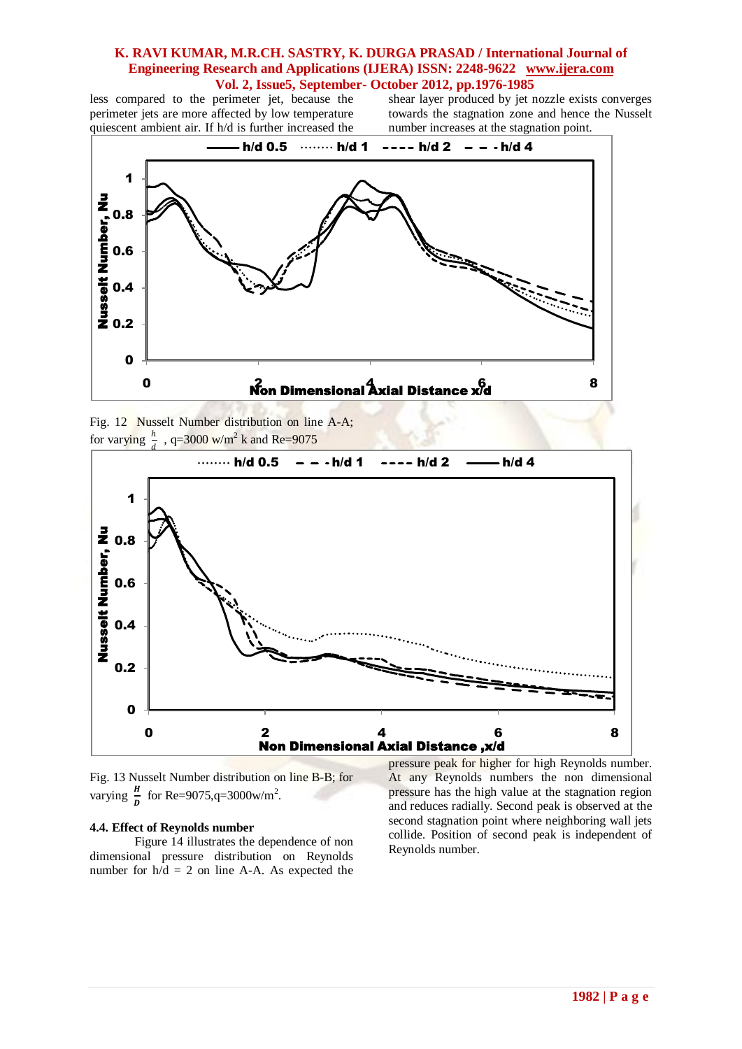less compared to the perimeter jet, because the perimeter jets are more affected by low temperature quiescent ambient air. If h/d is further increased the shear layer produced by jet nozzle exists converges towards the stagnation zone and hence the Nusselt number increases at the stagnation point.

Fig. 12 Nusselt Number distribution on line A-A; for varying $\frac{h}{d}$ , q=3000 w/m$^2$ k and Re=9075

Fig. 13 Nusselt Number distribution on line B-B; for varying $\frac{H}{D}$ for Re=9075,q=3000w/m$^2$.

### 4.4. Effect of Reynolds number

Figure 14 illustrates the dependence of non dimensional pressure distribution on Reynolds number for h/d = 2 on line A-A. As expected the pressure peak for higher for high Reynolds number. At any Reynolds numbers the non dimensional pressure has the high value at the stagnation region and reduces radially. Second peak is observed at the second stagnation point where neighboring wall jets collide. Position of second peak is independent of Reynolds number.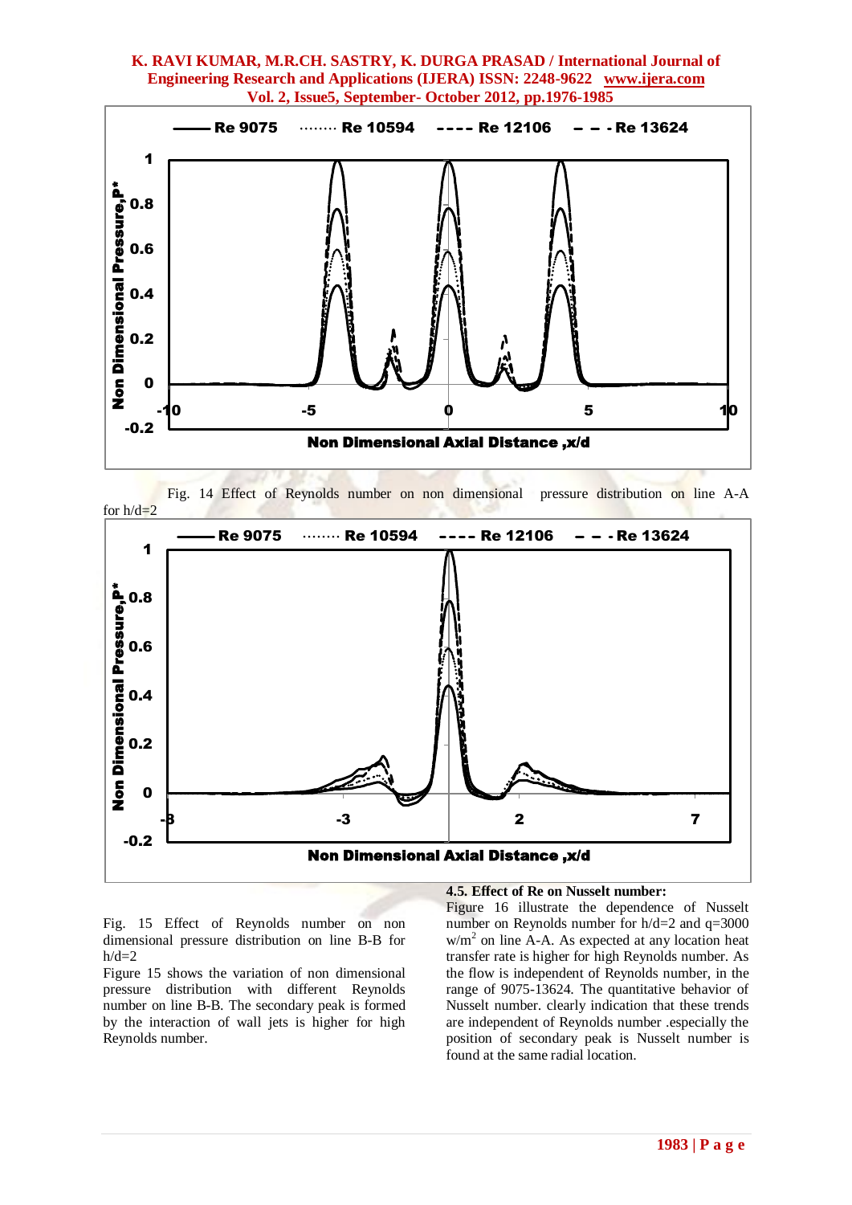Fig. 14 Effect of Reynolds number on non dimensional pressure distribution on line A-A for h/d=2

Fig. 15 Effect of Reynolds number on non dimensional pressure distribution on line B-B for h/d=2

Figure 15 shows the variation of non dimensional pressure distribution with different Reynolds number on line B-B. The secondary peak is formed by the interaction of wall jets is higher for high Reynolds number.

### 4.5. Effect of Re on Nusselt number:

Figure 16 illustrate the dependence of Nusselt number on Reynolds number for h/d=2 and q=3000 w/m$^2$ on line A-A. As expected at any location heat transfer rate is higher for high Reynolds number. As the flow is independent of Reynolds number, in the range of 9075-13624. The quantitative behavior of Nusselt number. clearly indication that these trends are independent of Reynolds number .especially the position of secondary peak is Nusselt number is found at the same radial location.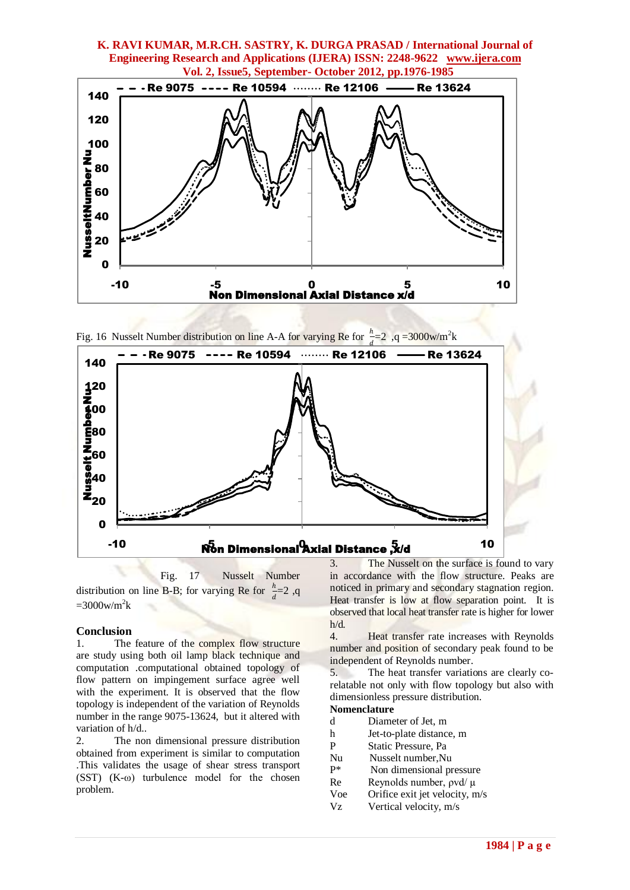Fig. 16 Nusselt Number distribution on line A-A for varying Re for $\frac{h}{d}=2$ ,q =3000w/m$^2$k

Fig. 17 Nusselt Number distribution on line B-B; for varying Re for $\frac{h}{d}=2$ ,q =3000w/m$^2$k

## Conclusion

1. The feature of the complex flow structure are study using both oil lamp black technique and computation .computational obtained topology of flow pattern on impingement surface agree well with the experiment. It is observed that the flow topology is independent of the variation of Reynolds number in the range 9075-13624, but it altered with variation of h/d..
2. The non dimensional pressure distribution obtained from experiment is similar to computation .This validates the usage of shear stress transport (SST) (K-ω) turbulence model for the chosen problem.
3. The Nusselt on the surface is found to vary in accordance with the flow structure. Peaks are noticed in primary and secondary stagnation region. Heat transfer is low at flow separation point. It is observed that local heat transfer rate is higher for lower h/d.
4. Heat transfer rate increases with Reynolds number and position of secondary peak found to be independent of Reynolds number.
5. The heat transfer variations are clearly co-relatable not only with flow topology but also with dimensionless pressure distribution.

## Nomenclature

| | |
|---|---|
| d | Diameter of Jet, m |
| h | Jet-to-plate distance, m |
| P | Static Pressure, Pa |
| Nu | Nusselt number,Nu |
| P* | Non dimensional pressure |
| Re | Reynolds number, ρvd/ μ |
| Voe | Orifice exit jet velocity, m/s |
| Vz | Vertical velocity, m/s |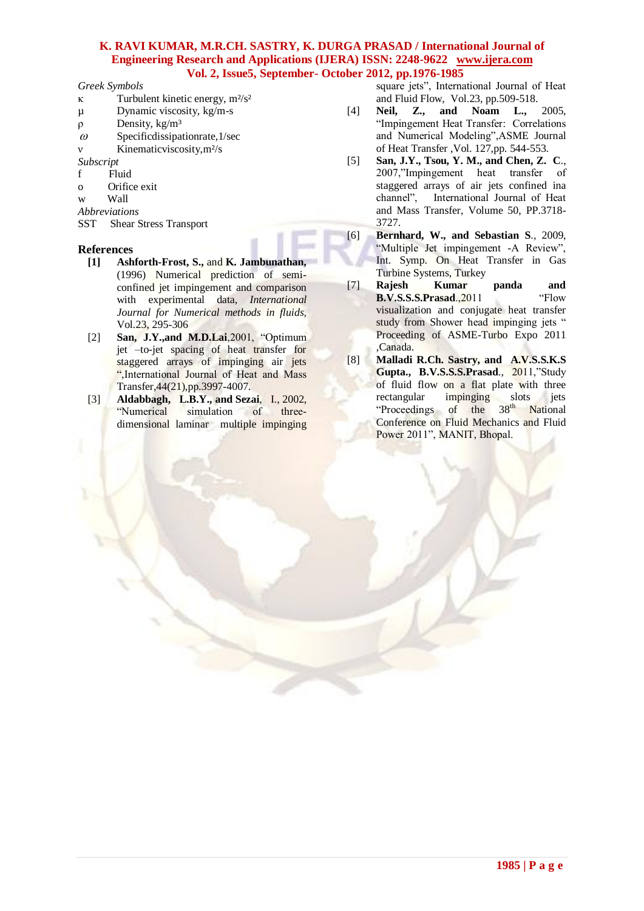*Greek Symbols*

κ Turbulent kinetic energy, $m^2/s^2$
μ Dynamic viscosity, kg/m-s
ρ Density, $kg/m^3$
$\omega$ Specificdissipationrate,1/sec
ν Kinematicviscosity,$m^2/s$

*Subscript*

f Fluid
o Orifice exit
w Wall

*Abbreviations*

SST Shear Stress Transport

## References

**[1]** **Ashforth-Frost, S.,** and **K. Jambunathan,** (1996) Numerical prediction of semi-confined jet impingement and comparison with experimental data, *International Journal for Numerical methods in fluids,* Vol.23, 295-306

[2] **San, J.Y.,and M.D.Lai**,2001, "Optimum jet –to-jet spacing of heat transfer for staggered arrays of impinging air jets ",International Journal of Heat and Mass Transfer,44(21),pp.3997-4007.

[3] **Aldabbagh, L.B.Y., and Sezai**, I., 2002, "Numerical simulation of three-dimensional laminar multiple impinging square jets", International Journal of Heat and Fluid Flow, Vol.23, pp.509-518.

[4] **Neil, Z., and Noam L.,** 2005, "Impingement Heat Transfer: Correlations and Numerical Modeling",ASME Journal of Heat Transfer ,Vol. 127,pp. 544-553.

[5] **San, J.Y., Tsou, Y. M., and Chen, Z. C.**, 2007,"Impingement heat transfer of staggered arrays of air jets confined ina channel", International Journal of Heat and Mass Transfer, Volume 50, PP.3718-3727.

[6] **Bernhard, W., and Sebastian S**., 2009, "Multiple Jet impingement -A Review", Int. Symp. On Heat Transfer in Gas Turbine Systems, Turkey

[7] **Rajesh Kumar panda and B.V.S.S.S.Prasad**.,2011 "Flow visualization and conjugate heat transfer study from Shower head impinging jets " Proceeding of ASME-Turbo Expo 2011 ,Canada.

[8] **Malladi R.Ch. Sastry, and A.V.S.S.K.S Gupta., B.V.S.S.S.Prasad**., 2011,"Study of fluid flow on a flat plate with three rectangular impinging slots jets "Proceedings of the 38th National Conference on Fluid Mechanics and Fluid Power 2011", MANIT, Bhopal.